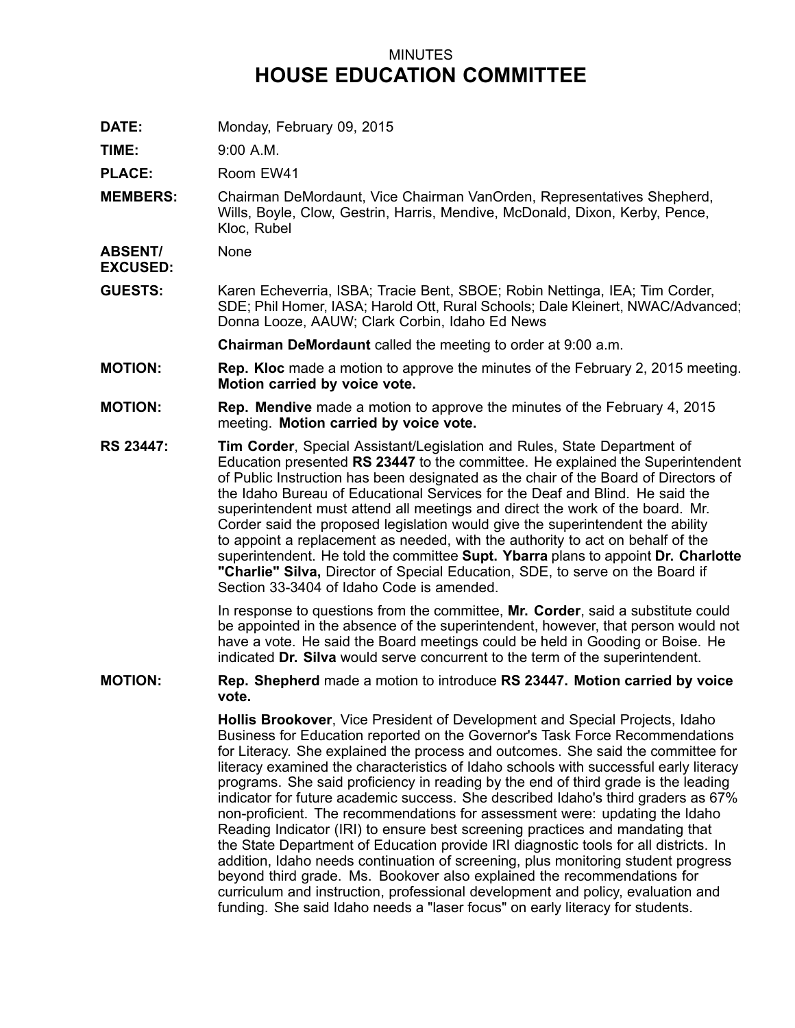MINUTES

# HOUSE EDUCATION COMMITTEE

**DATE:** Monday, February 09, 2015

**TIME:** 9:00 A.M.

**PLACE:** Room EW41

**MEMBERS:** Chairman DeMordaunt, Vice Chairman VanOrden, Representatives Shepherd, Wills, Boyle, Clow, Gestrin, Harris, Mendive, McDonald, Dixon, Kerby, Pence, Kloc, Rubel

**ABSENT/ EXCUSED:** None

**GUESTS:** Karen Echeverria, ISBA; Tracie Bent, SBOE; Robin Nettinga, IEA; Tim Corder, SDE; Phil Homer, IASA; Harold Ott, Rural Schools; Dale Kleinert, NWAC/Advanced; Donna Looze, AAUW; Clark Corbin, Idaho Ed News

**Chairman DeMordaunt** called the meeting to order at 9:00 a.m.

**MOTION:** **Rep. Kloc** made a motion to approve the minutes of the February 2, 2015 meeting. **Motion carried by voice vote.**

**MOTION:** **Rep. Mendive** made a motion to approve the minutes of the February 4, 2015 meeting. **Motion carried by voice vote.**

**RS 23447:** **Tim Corder**, Special Assistant/Legislation and Rules, State Department of Education presented **RS 23447** to the committee. He explained the Superintendent of Public Instruction has been designated as the chair of the Board of Directors of the Idaho Bureau of Educational Services for the Deaf and Blind. He said the superintendent must attend all meetings and direct the work of the board. Mr. Corder said the proposed legislation would give the superintendent the ability to appoint a replacement as needed, with the authority to act on behalf of the superintendent. He told the committee **Supt. Ybarra** plans to appoint **Dr. Charlotte "Charlie" Silva,** Director of Special Education, SDE, to serve on the Board if Section 33-3404 of Idaho Code is amended.

In response to questions from the committee, **Mr. Corder**, said a substitute could be appointed in the absence of the superintendent, however, that person would not have a vote. He said the Board meetings could be held in Gooding or Boise. He indicated **Dr. Silva** would serve concurrent to the term of the superintendent.

**MOTION:** **Rep. Shepherd** made a motion to introduce **RS 23447. Motion carried by voice vote.**

**Hollis Brookover**, Vice President of Development and Special Projects, Idaho Business for Education reported on the Governor's Task Force Recommendations for Literacy. She explained the process and outcomes. She said the committee for literacy examined the characteristics of Idaho schools with successful early literacy programs. She said proficiency in reading by the end of third grade is the leading indicator for future academic success. She described Idaho's third graders as 67% non-proficient. The recommendations for assessment were: updating the Idaho Reading Indicator (IRI) to ensure best screening practices and mandating that the State Department of Education provide IRI diagnostic tools for all districts. In addition, Idaho needs continuation of screening, plus monitoring student progress beyond third grade. Ms. Bookover also explained the recommendations for curriculum and instruction, professional development and policy, evaluation and funding. She said Idaho needs a "laser focus" on early literacy for students.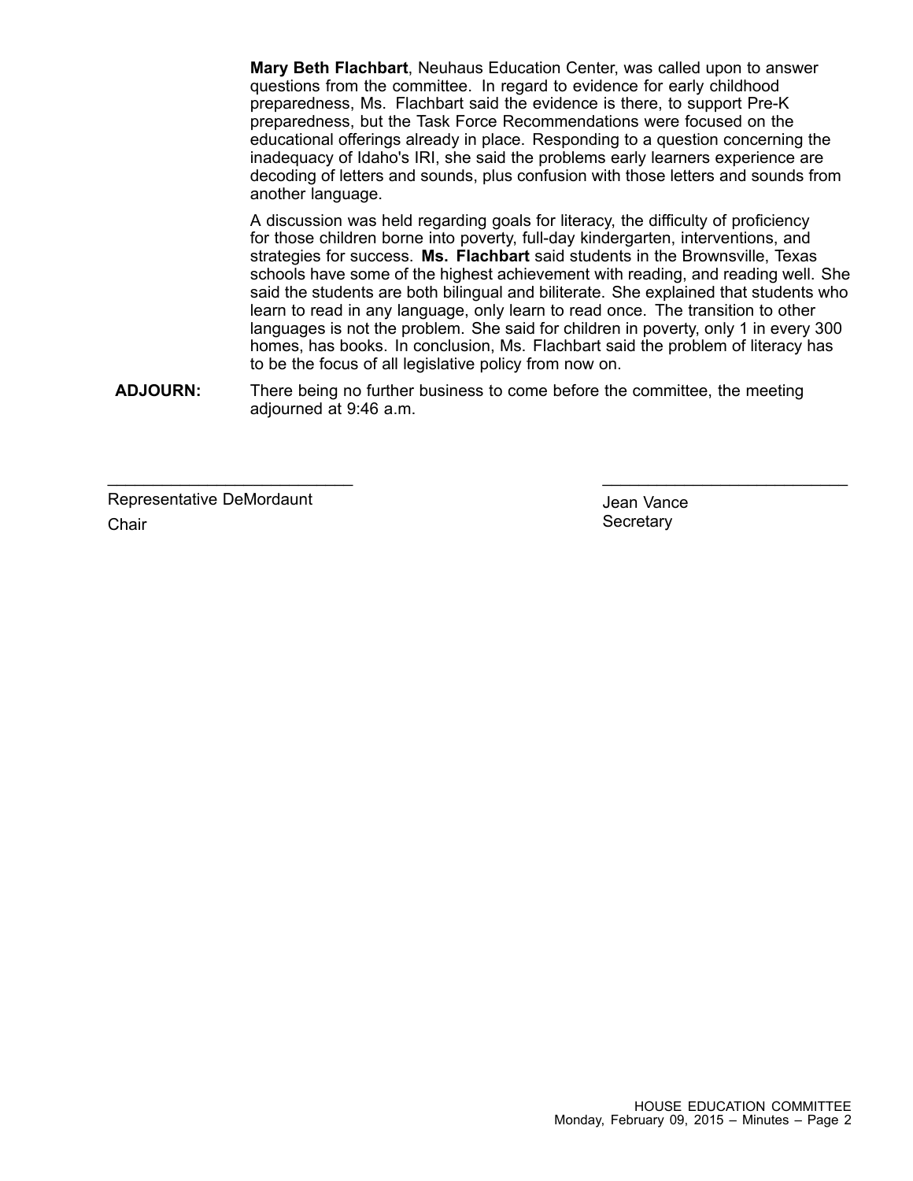**Mary Beth Flachbart**, Neuhaus Education Center, was called upon to answer questions from the committee. In regard to evidence for early childhood preparedness, Ms. Flachbart said the evidence is there, to support Pre-K preparedness, but the Task Force Recommendations were focused on the educational offerings already in place. Responding to a question concerning the inadequacy of Idaho's IRI, she said the problems early learners experience are decoding of letters and sounds, plus confusion with those letters and sounds from another language.

A discussion was held regarding goals for literacy, the difficulty of proficiency for those children borne into poverty, full-day kindergarten, interventions, and strategies for success. **Ms. Flachbart** said students in the Brownsville, Texas schools have some of the highest achievement with reading, and reading well. She said the students are both bilingual and biliterate. She explained that students who learn to read in any language, only learn to read once. The transition to other languages is not the problem. She said for children in poverty, only 1 in every 300 homes, has books. In conclusion, Ms. Flachbart said the problem of literacy has to be the focus of all legislative policy from now on.

**ADJOURN:** There being no further business to come before the committee, the meeting adjourned at 9:46 a.m.

___________________________
Representative DeMordaunt
Chair

___________________________
Jean Vance
Secretary